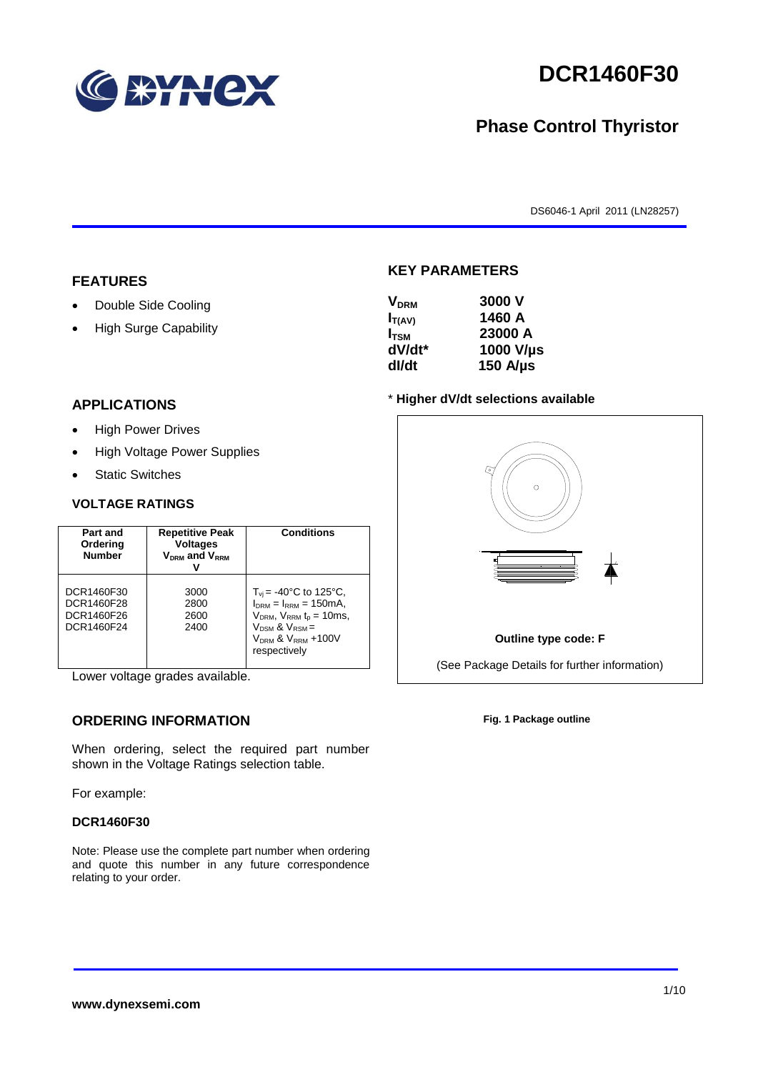# DCR1460F30

## Phase Control Thyristor

DS6046-1 April 2011 (LN28257)

## FEATURES

- Double Side Cooling
- High Surge Capability

## APPLICATIONS

- High Power Drives
- High Voltage Power Supplies
- Static Switches

## KEY PARAMETERS

| | |
|---|---|
| $V_{DRM}$ | **3000 V** |
| $I_{T(AV)}$ | **1460 A** |
| $I_{TSM}$ | **23000 A** |
| **dV/dt*** | **1000 V/µs** |
| **dI/dt** | **150 A/µs** |

\* **Higher dV/dt selections available**

## VOLTAGE RATINGS

| Part and Ordering Number | Repetitive Peak Voltages $V_{DRM}$ and $V_{RRM}$ V | Conditions |
|---|---|---|
| DCR1460F30<br>DCR1460F28<br>DCR1460F26<br>DCR1460F24 | 3000<br>2800<br>2600<br>2400 | $T_{vj}$ = -40°C to 125°C, $I_{DRM}$ = $I_{RRM}$ = 150mA, $V_{DRM}$, $V_{RRM}$ $t_p$ = 10ms, $V_{DSM}$ & $V_{RSM}$ = $V_{DRM}$ & $V_{RRM}$ +100V respectively |

Lower voltage grades available.

**Outline type code: F**

(See Package Details for further information)

**Fig. 1 Package outline**

## ORDERING INFORMATION

When ordering, select the required part number shown in the Voltage Ratings selection table.

For example:

**DCR1460F30**

Note: Please use the complete part number when ordering and quote this number in any future correspondence relating to your order.

**www.dynexsemi.com**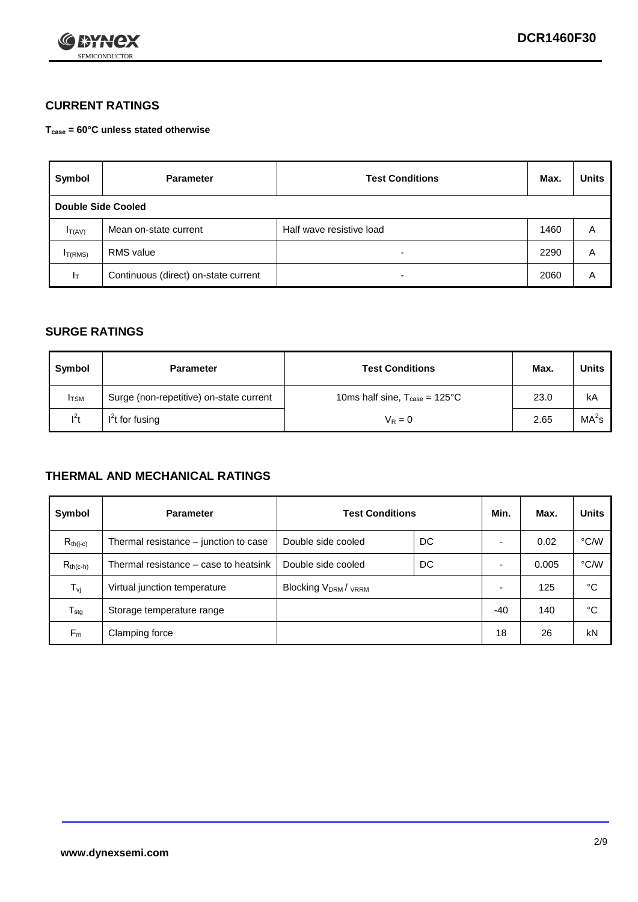## CURRENT RATINGS

**$T_{case}$ = 60°C unless stated otherwise**

| Symbol | Parameter | Test Conditions | Max. | Units |
|---|---|---|---|---|
| **Double Side Cooled** | | | | |
| $I_{T(AV)}$ | Mean on-state current | Half wave resistive load | 1460 | A |
| $I_{T(RMS)}$ | RMS value | - | 2290 | A |
| $I_T$ | Continuous (direct) on-state current | - | 2060 | A |

## SURGE RATINGS

| Symbol | Parameter | Test Conditions | Max. | Units |
|---|---|---|---|---|
| $I_{TSM}$ | Surge (non-repetitive) on-state current | 10ms half sine, $T_{case}$ = 125°C | 23.0 | kA |
| $I^2t$ | $I^2t$ for fusing | $V_R = 0$ | 2.65 | $MA^2s$ |

## THERMAL AND MECHANICAL RATINGS

| Symbol | Parameter | Test Conditions | | Min. | Max. | Units |
|---|---|---|---|---|---|---|
| $R_{th(j-c)}$ | Thermal resistance – junction to case | Double side cooled | DC | - | 0.02 | °C/W |
| $R_{th(c-h)}$ | Thermal resistance – case to heatsink | Double side cooled | DC | - | 0.005 | °C/W |
| $T_{vj}$ | Virtual junction temperature | Blocking $V_{DRM}$ / $_{VRRM}$ | | - | 125 | °C |
| $T_{stg}$ | Storage temperature range | | | -40 | 140 | °C |
| $F_m$ | Clamping force | | | 18 | 26 | kN |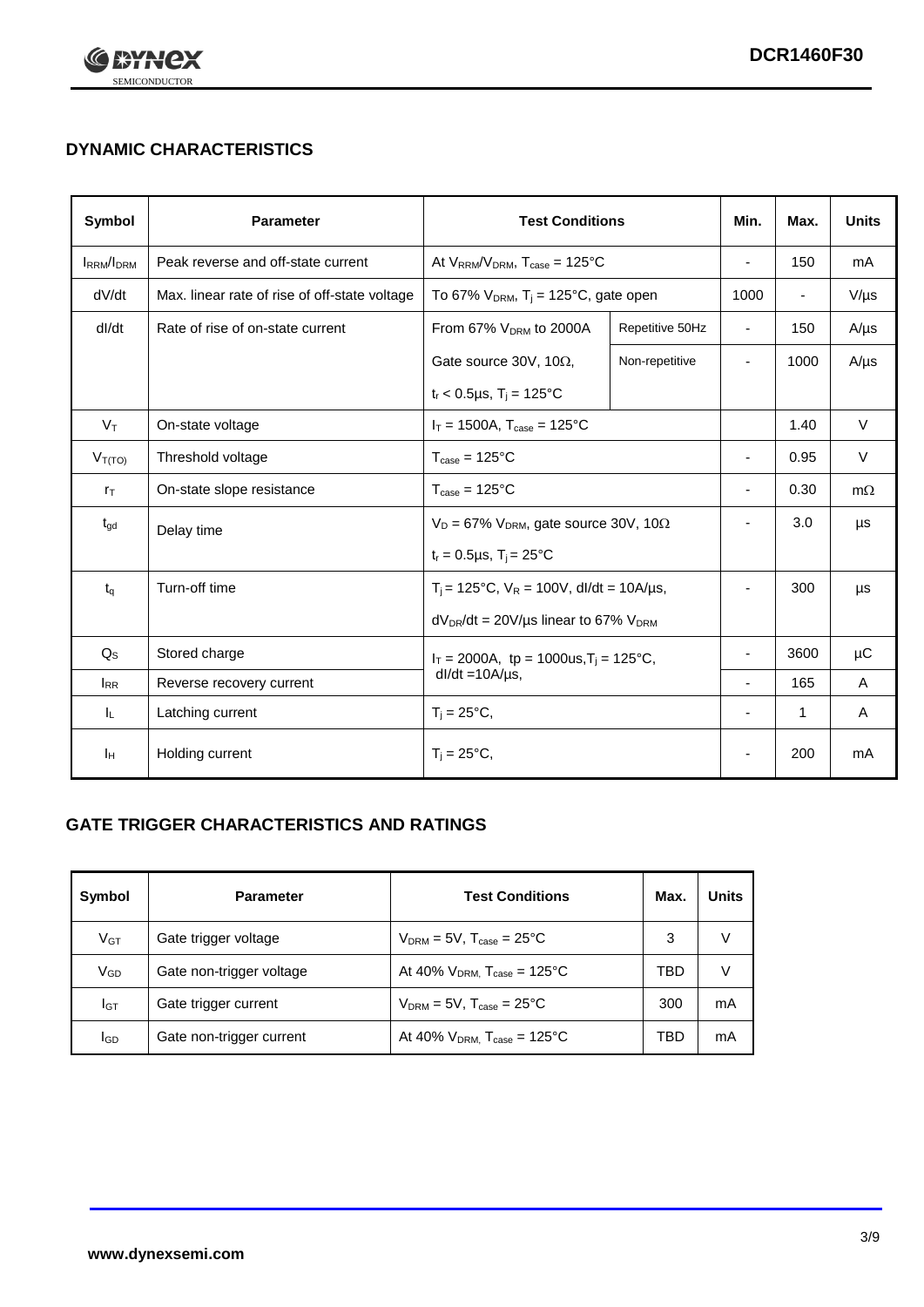## DYNAMIC CHARACTERISTICS

| Symbol | Parameter | Test Conditions | | Min. | Max. | Units |
|---|---|---|---|---|---|---|
| $I_{RRM}/I_{DRM}$ | Peak reverse and off-state current | At $V_{RRM}/V_{DRM}$, $T_{case}$ = 125°C | | - | 150 | mA |
| dV/dt | Max. linear rate of rise of off-state voltage | To 67% $V_{DRM}$, $T_j$ = 125°C, gate open | | 1000 | - | V/µs |
| dI/dt | Rate of rise of on-state current | From 67% $V_{DRM}$ to 2000A | Repetitive 50Hz | - | 150 | A/µs |
| | | Gate source 30V, 10Ω, $t_r$ < 0.5µs, $T_j$ = 125°C | Non-repetitive | - | 1000 | A/µs |
| $V_T$ | On-state voltage | $I_T$ = 1500A, $T_{case}$ = 125°C | | | 1.40 | V |
| $V_{T(TO)}$ | Threshold voltage | $T_{case}$ = 125°C | | - | 0.95 | V |
| $r_T$ | On-state slope resistance | $T_{case}$ = 125°C | | - | 0.30 | mΩ |
| $t_{gd}$ | Delay time | $V_D$ = 67% $V_{DRM}$, gate source 30V, 10Ω, $t_r$ = 0.5µs, $T_j$ = 25°C | | - | 3.0 | µs |
| $t_q$ | Turn-off time | $T_j$ = 125°C, $V_R$ = 100V, dI/dt = 10A/µs, $dV_{DR}/dt$ = 20V/µs linear to 67% $V_{DRM}$ | | - | 300 | µs |
| $Q_S$ | Stored charge | $I_T$ = 2000A, tp = 1000us, $T_j$ = 125°C, dI/dt =10A/µs, | | - | 3600 | µC |
| $I_{RR}$ | Reverse recovery current | | | - | 165 | A |
| $I_L$ | Latching current | $T_j$ = 25°C, | | - | 1 | A |
| $I_H$ | Holding current | $T_j$ = 25°C, | | - | 200 | mA |

## GATE TRIGGER CHARACTERISTICS AND RATINGS

| Symbol | Parameter | Test Conditions | Max. | Units |
|---|---|---|---|---|
| $V_{GT}$ | Gate trigger voltage | $V_{DRM}$ = 5V, $T_{case}$ = 25°C | 3 | V |
| $V_{GD}$ | Gate non-trigger voltage | At 40% $V_{DRM}$, $T_{case}$ = 125°C | TBD | V |
| $I_{GT}$ | Gate trigger current | $V_{DRM}$ = 5V, $T_{case}$ = 25°C | 300 | mA |
| $I_{GD}$ | Gate non-trigger current | At 40% $V_{DRM}$, $T_{case}$ = 125°C | TBD | mA |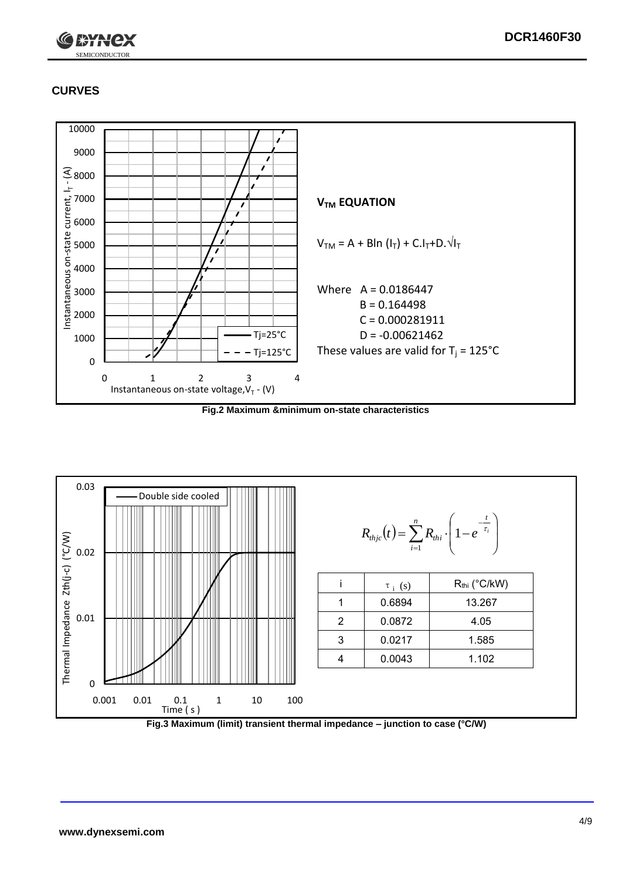## CURVES

**$V_{TM}$ EQUATION**

$V_{TM} = A + B\ln(I_T) + C.I_T + D.\sqrt{I_T}$

Where A = 0.0186447
B = 0.164498
C = 0.000281911
D = -0.00621462

These values are valid for $T_j = 125°C$

**Fig.2 Maximum &minimum on-state characteristics**

$$R_{thjc}(t) = \sum_{i=1}^{n} R_{thi} \cdot \left(1 - e^{-\frac{t}{\tau_i}}\right)$$

| i | $\tau_i$ (s) | $R_{thi}$ (°C/kW) |
|---|---|---|
| 1 | 0.6894 | 13.267 |
| 2 | 0.0872 | 4.05 |
| 3 | 0.0217 | 1.585 |
| 4 | 0.0043 | 1.102 |

**Fig.3 Maximum (limit) transient thermal impedance – junction to case (°C/W)**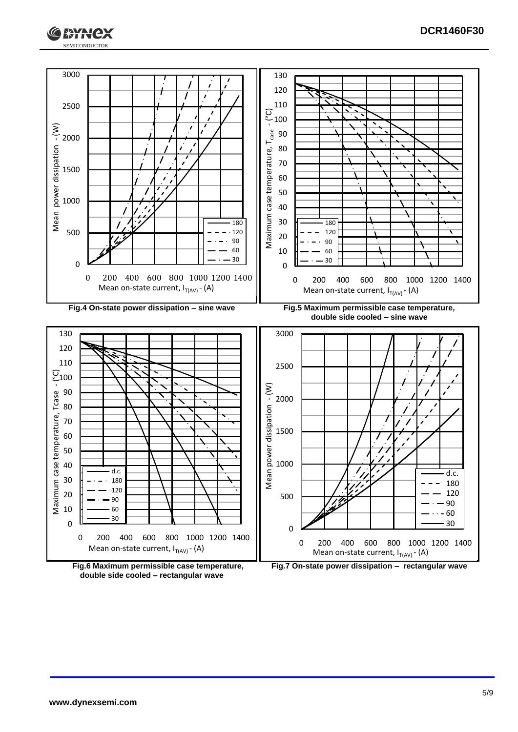Fig.4 On-state power dissipation – sine wave

Fig.5 Maximum permissible case temperature, double side cooled – sine wave

Fig.6 Maximum permissible case temperature, double side cooled – rectangular wave

Fig.7 On-state power dissipation – rectangular wave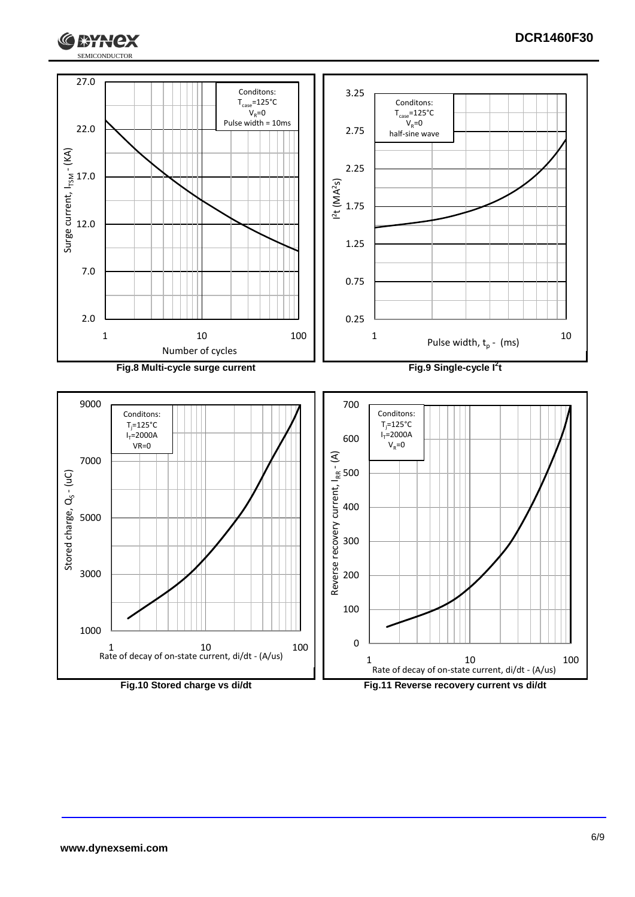27.0

22.0

17.0

12.0

7.0

2.0

Surge current, $I_{TSM}$ - (KA)

1 10 100

Number of cycles

Conditons:
$T_{case}$=125°C
$V_R$=0
Pulse width = 10ms

**Fig.8 Multi-cycle surge current**

3.25

2.75

2.25

1.75

1.25

0.75

0.25

$I^2t$ ($MA^2s$)

1 10

Pulse width, $t_p$ - (ms)

Conditons:
$T_{case}$=125°C
$V_R$=0
half-sine wave

**Fig.9 Single-cycle $I^2t$**

9000

7000

5000

3000

1000

Stored charge, $Q_S$ - (uC)

1 10 100

Rate of decay of on-state current, di/dt - (A/us)

Conditons:
$T_j$=125°C
$I_T$=2000A
VR=0

**Fig.10 Stored charge vs di/dt**

700

600

500

400

300

200

100

0

Reverse recovery current, $I_{RR}$ - (A)

1 10 100

Rate of decay of on-state current, di/dt - (A/us)

Conditons:
$T_j$=125°C
$I_T$=2000A
$V_R$=0

**Fig.11 Reverse recovery current vs di/dt**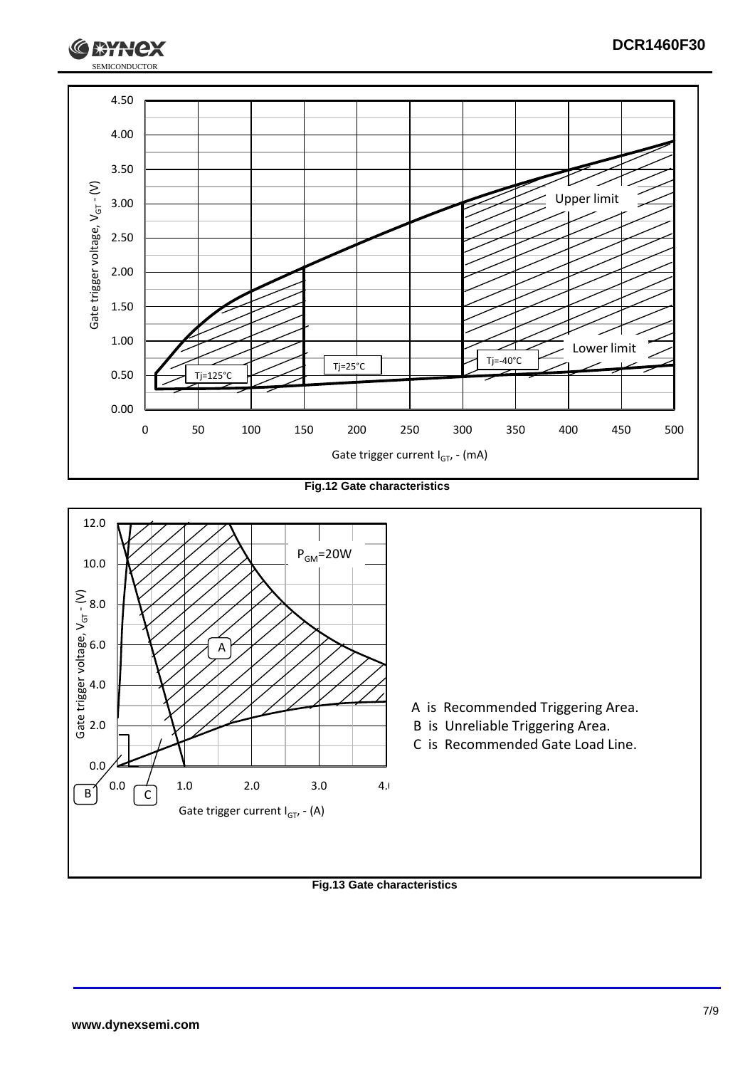Fig.12 Gate characteristics

A is Recommended Triggering Area.

B is Unreliable Triggering Area.

C is Recommended Gate Load Line.

Fig.13 Gate characteristics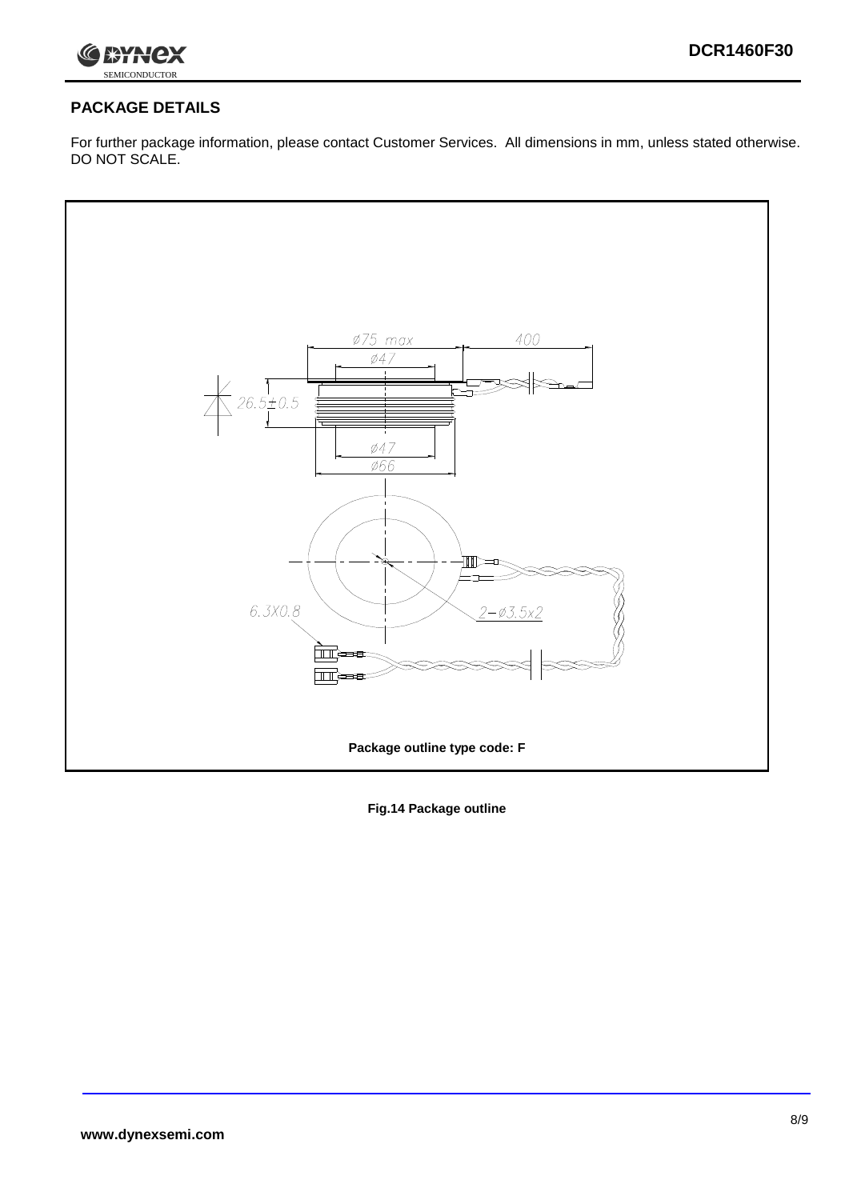## PACKAGE DETAILS

For further package information, please contact Customer Services. All dimensions in mm, unless stated otherwise. DO NOT SCALE.

Package outline type code: F

**Fig.14 Package outline**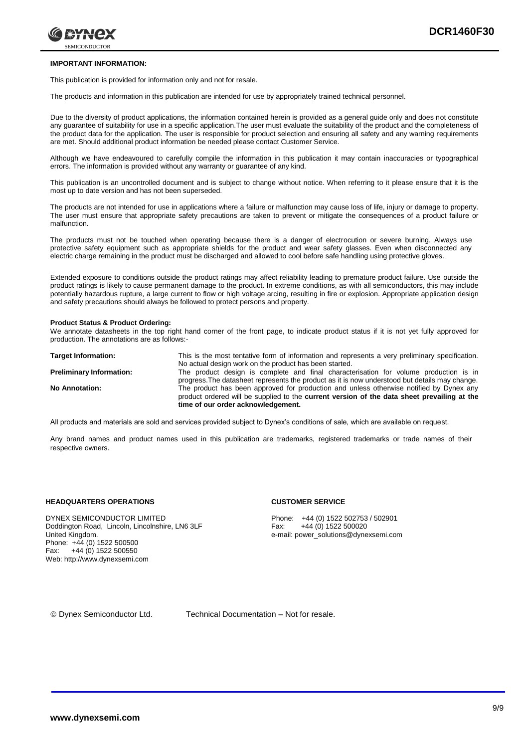**IMPORTANT INFORMATION:**

This publication is provided for information only and not for resale.

The products and information in this publication are intended for use by appropriately trained technical personnel.

Due to the diversity of product applications, the information contained herein is provided as a general guide only and does not constitute any guarantee of suitability for use in a specific application.The user must evaluate the suitability of the product and the completeness of the product data for the application. The user is responsible for product selection and ensuring all safety and any warning requirements are met. Should additional product information be needed please contact Customer Service.

Although we have endeavoured to carefully compile the information in this publication it may contain inaccuracies or typographical errors. The information is provided without any warranty or guarantee of any kind.

This publication is an uncontrolled document and is subject to change without notice. When referring to it please ensure that it is the most up to date version and has not been superseded.

The products are not intended for use in applications where a failure or malfunction may cause loss of life, injury or damage to property. The user must ensure that appropriate safety precautions are taken to prevent or mitigate the consequences of a product failure or malfunction.

The products must not be touched when operating because there is a danger of electrocution or severe burning. Always use protective safety equipment such as appropriate shields for the product and wear safety glasses. Even when disconnected any electric charge remaining in the product must be discharged and allowed to cool before safe handling using protective gloves.

Extended exposure to conditions outside the product ratings may affect reliability leading to premature product failure. Use outside the product ratings is likely to cause permanent damage to the product. In extreme conditions, as with all semiconductors, this may include potentially hazardous rupture, a large current to flow or high voltage arcing, resulting in fire or explosion. Appropriate application design and safety precautions should always be followed to protect persons and property.

**Product Status & Product Ordering:**

We annotate datasheets in the top right hand corner of the front page, to indicate product status if it is not yet fully approved for production. The annotations are as follows:-

| | |
|---|---|
| **Target Information:** | This is the most tentative form of information and represents a very preliminary specification. No actual design work on the product has been started. |
| **Preliminary Information:** | The product design is complete and final characterisation for volume production is in progress.The datasheet represents the product as it is now understood but details may change. |
| **No Annotation:** | The product has been approved for production and unless otherwise notified by Dynex any product ordered will be supplied to the **current version of the data sheet prevailing at the time of our order acknowledgement.** |

All products and materials are sold and services provided subject to Dynex's conditions of sale, which are available on request.

Any brand names and product names used in this publication are trademarks, registered trademarks or trade names of their respective owners.

**HEADQUARTERS OPERATIONS**

DYNEX SEMICONDUCTOR LIMITED
Doddington Road, Lincoln, Lincolnshire, LN6 3LF
United Kingdom.
Phone: +44 (0) 1522 500500
Fax: +44 (0) 1522 500550
Web: http://www.dynexsemi.com

**CUSTOMER SERVICE**

Phone: +44 (0) 1522 502753 / 502901
Fax: +44 (0) 1522 500020
e-mail: power_solutions@dynexsemi.com

© Dynex Semiconductor Ltd. Technical Documentation – Not for resale.